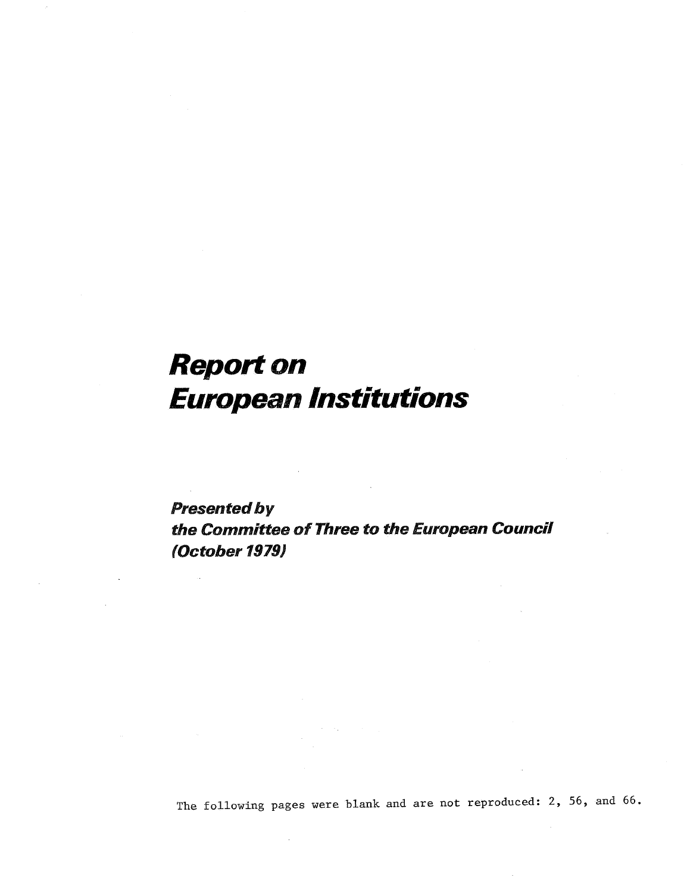# *Report on European Institutions*

***Presented by the Committee of Three to the European Council (October 1979)***

The following pages were blank and are not reproduced: 2, 56, and 66.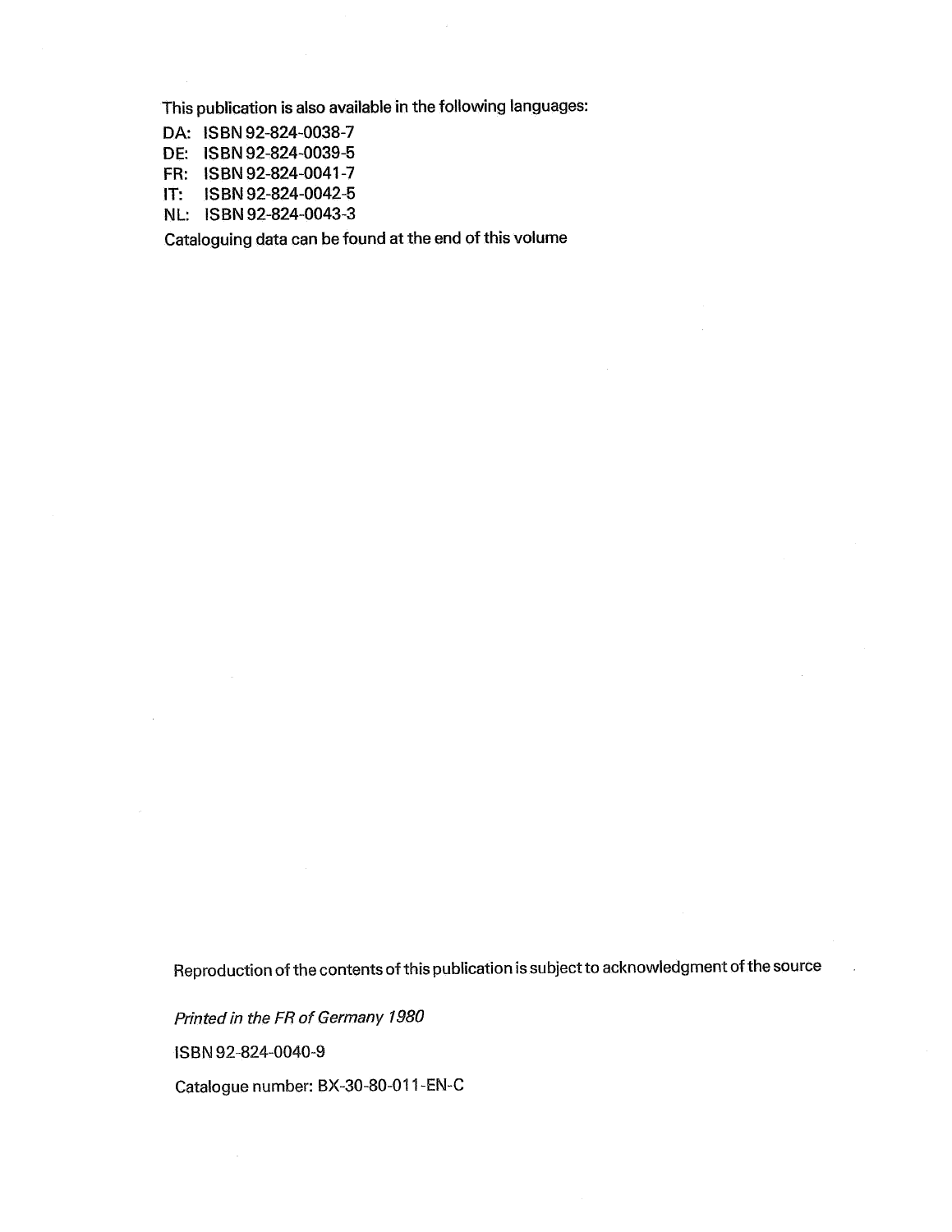This publication is also available in the following languages:

DA: ISBN 92-824-0038-7  
DE: ISBN 92-824-0039-5  
FR: ISBN 92-824-0041-7  
IT: ISBN 92-824-0042-5  
NL: ISBN 92-824-0043-3

Cataloguing data can be found at the end of this volume

Reproduction of the contents of this publication is subject to acknowledgment of the source

*Printed in the FR of Germany 1980*

ISBN 92-824-0040-9

Catalogue number: BX-30-80-011-EN-C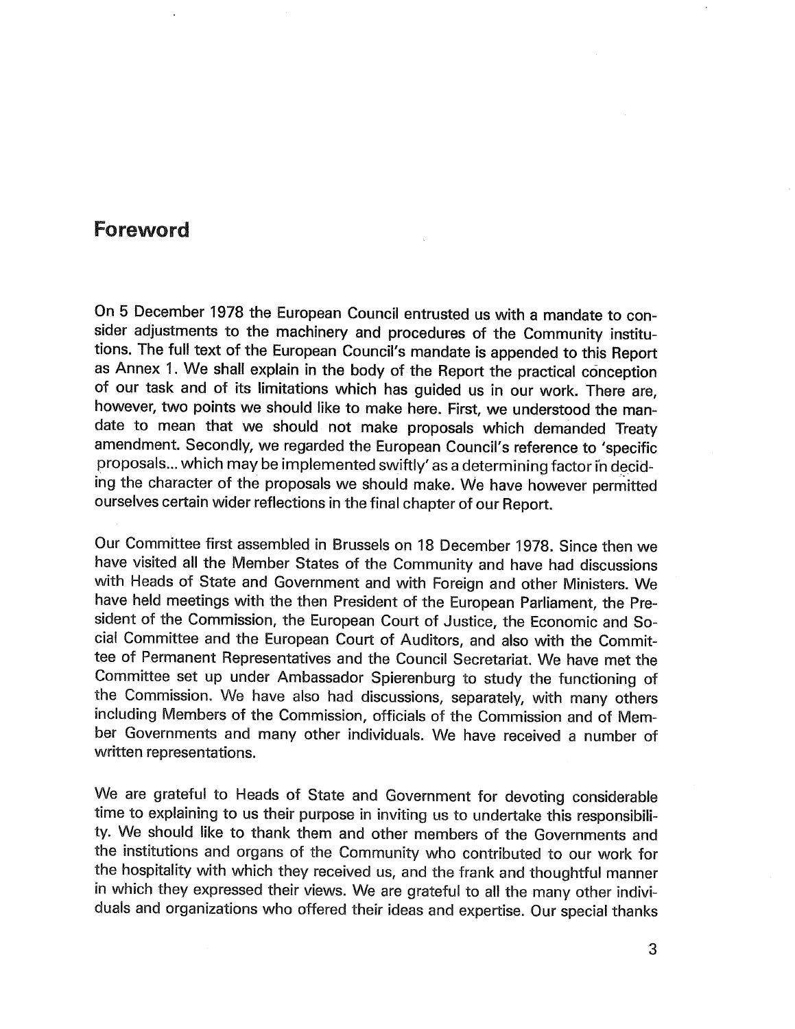# Foreword

On 5 December 1978 the European Council entrusted us with a mandate to consider adjustments to the machinery and procedures of the Community institutions. The full text of the European Council's mandate is appended to this Report as Annex 1. We shall explain in the body of the Report the practical conception of our task and of its limitations which has guided us in our work. There are, however, two points we should like to make here. First, we understood the mandate to mean that we should not make proposals which demanded Treaty amendment. Secondly, we regarded the European Council's reference to 'specific proposals... which may be implemented swiftly' as a determining factor in deciding the character of the proposals we should make. We have however permitted ourselves certain wider reflections in the final chapter of our Report.

Our Committee first assembled in Brussels on 18 December 1978. Since then we have visited all the Member States of the Community and have had discussions with Heads of State and Government and with Foreign and other Ministers. We have held meetings with the then President of the European Parliament, the President of the Commission, the European Court of Justice, the Economic and Social Committee and the European Court of Auditors, and also with the Committee of Permanent Representatives and the Council Secretariat. We have met the Committee set up under Ambassador Spierenburg to study the functioning of the Commission. We have also had discussions, separately, with many others including Members of the Commission, officials of the Commission and of Member Governments and many other individuals. We have received a number of written representations.

We are grateful to Heads of State and Government for devoting considerable time to explaining to us their purpose in inviting us to undertake this responsibility. We should like to thank them and other members of the Governments and the institutions and organs of the Community who contributed to our work for the hospitality with which they received us, and the frank and thoughtful manner in which they expressed their views. We are grateful to all the many other individuals and organizations who offered their ideas and expertise. Our special thanks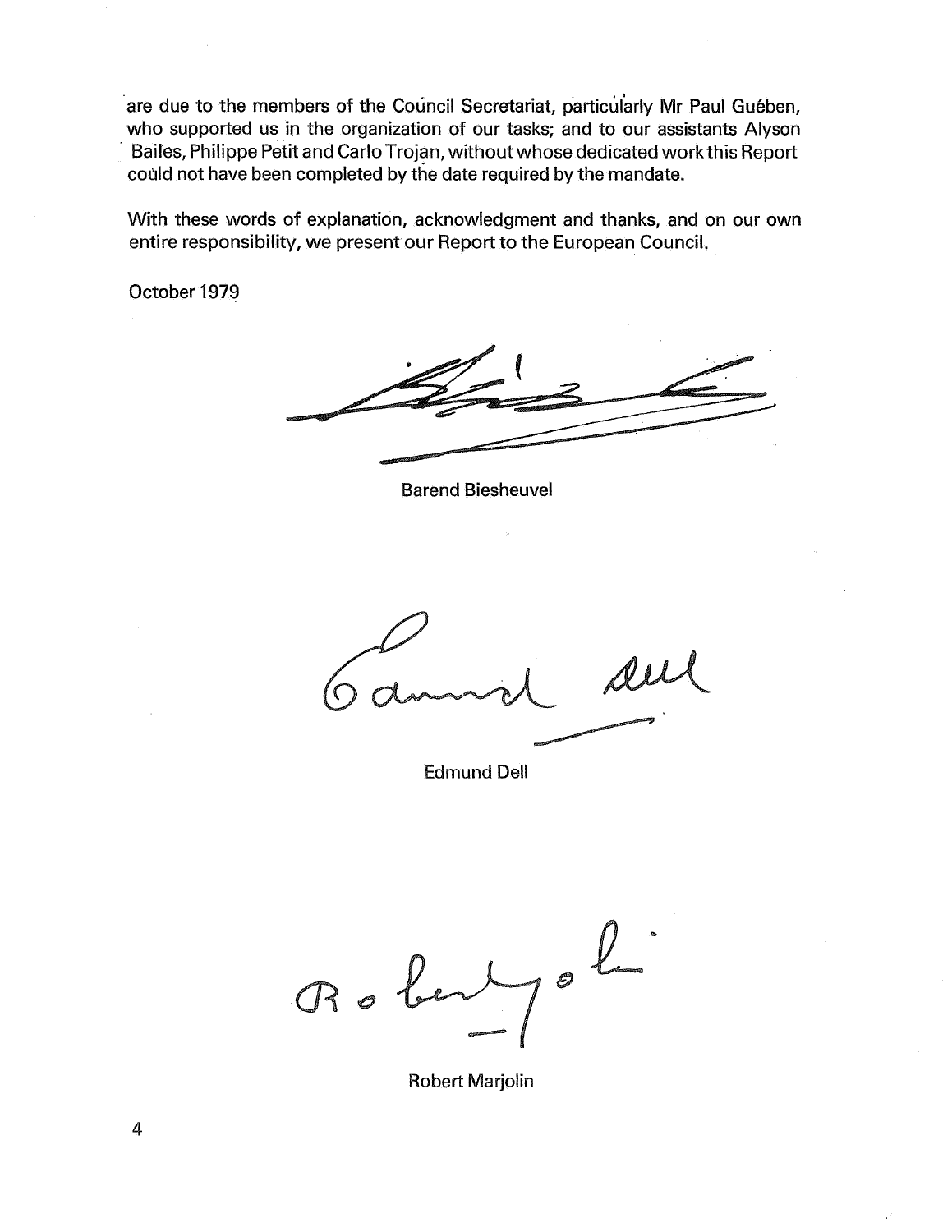are due to the members of the Council Secretariat, particularly Mr Paul Guében, who supported us in the organization of our tasks; and to our assistants Alyson Bailes, Philippe Petit and Carlo Trojan, without whose dedicated work this Report could not have been completed by the date required by the mandate.

With these words of explanation, acknowledgment and thanks, and on our own entire responsibility, we present our Report to the European Council.

October 1979

Barend Biesheuvel

Edmund Dell

Robert Marjolin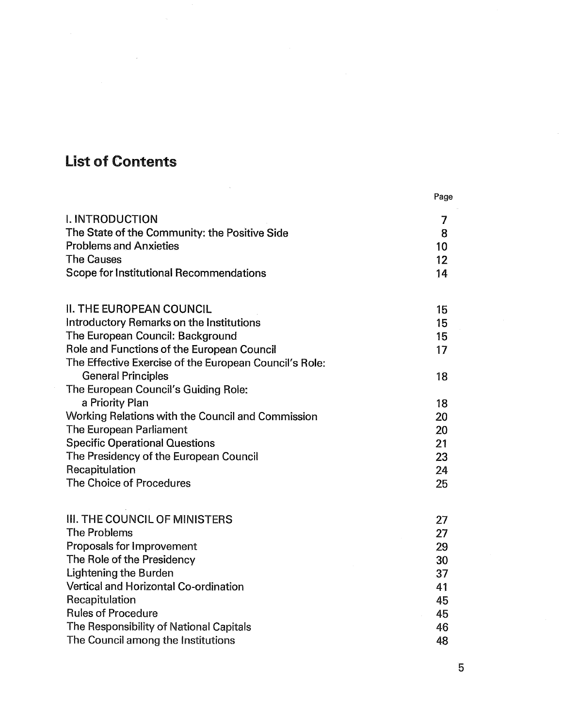# List of Contents

| | Page |
|---|---|
| I. INTRODUCTION | 7 |
| The State of the Community: the Positive Side | 8 |
| Problems and Anxieties | 10 |
| The Causes | 12 |
| Scope for Institutional Recommendations | 14 |
| | |
| II. THE EUROPEAN COUNCIL | 15 |
| Introductory Remarks on the Institutions | 15 |
| The European Council: Background | 15 |
| Role and Functions of the European Council | 17 |
| The Effective Exercise of the European Council's Role: General Principles | 18 |
| The European Council's Guiding Role: a Priority Plan | 18 |
| Working Relations with the Council and Commission | 20 |
| The European Parliament | 20 |
| Specific Operational Questions | 21 |
| The Presidency of the European Council | 23 |
| Recapitulation | 24 |
| The Choice of Procedures | 25 |
| | |
| III. THE COUNCIL OF MINISTERS | 27 |
| The Problems | 27 |
| Proposals for Improvement | 29 |
| The Role of the Presidency | 30 |
| Lightening the Burden | 37 |
| Vertical and Horizontal Co-ordination | 41 |
| Recapitulation | 45 |
| Rules of Procedure | 45 |
| The Responsibility of National Capitals | 46 |
| The Council among the Institutions | 48 |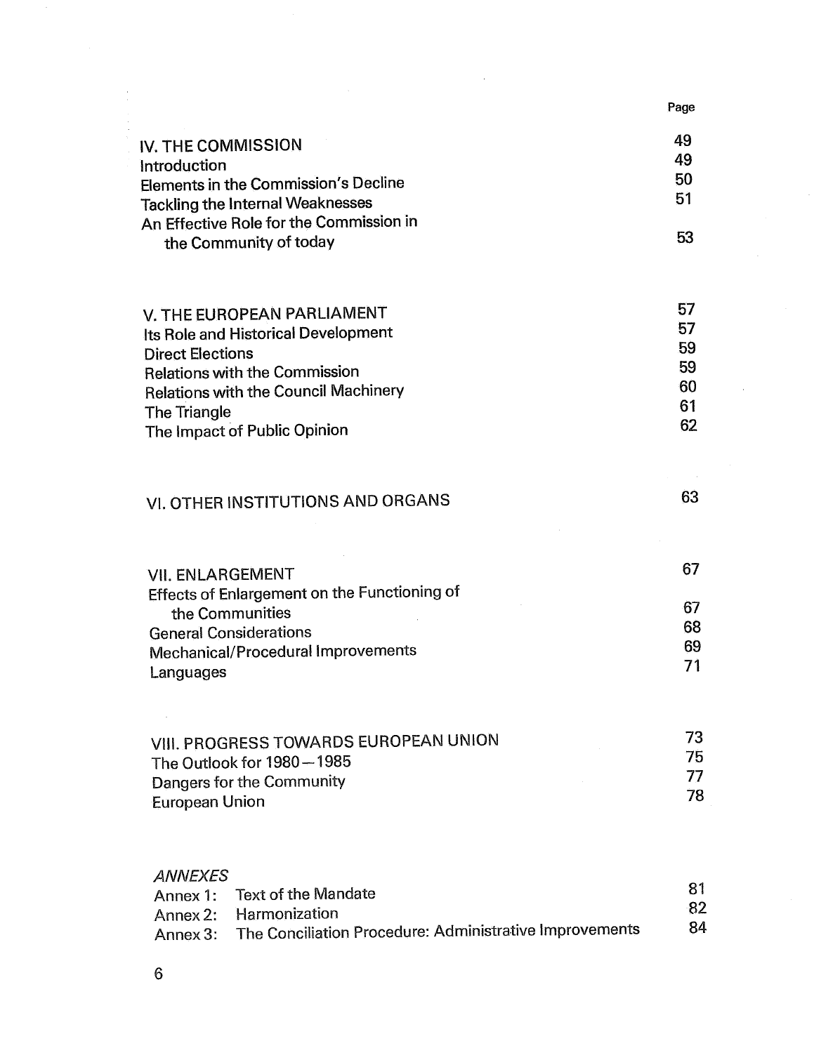| | Page |
|---|---|
| **IV. THE COMMISSION** | 49 |
| Introduction | 49 |
| Elements in the Commission's Decline | 50 |
| Tackling the Internal Weaknesses | 51 |
| An Effective Role for the Commission in the Community of today | 53 |
| | |
| **V. THE EUROPEAN PARLIAMENT** | 57 |
| Its Role and Historical Development | 57 |
| Direct Elections | 59 |
| Relations with the Commission | 59 |
| Relations with the Council Machinery | 60 |
| The Triangle | 61 |
| The Impact of Public Opinion | 62 |
| | |
| **VI. OTHER INSTITUTIONS AND ORGANS** | 63 |
| | |
| **VII. ENLARGEMENT** | 67 |
| Effects of Enlargement on the Functioning of the Communities | 67 |
| General Considerations | 68 |
| Mechanical/Procedural Improvements | 69 |
| Languages | 71 |
| | |
| **VIII. PROGRESS TOWARDS EUROPEAN UNION** | 73 |
| The Outlook for 1980—1985 | 75 |
| Dangers for the Community | 77 |
| European Union | 78 |
| | |
| *ANNEXES* | |
| Annex 1: Text of the Mandate | 81 |
| Annex 2: Harmonization | 82 |
| Annex 3: The Conciliation Procedure: Administrative Improvements | 84 |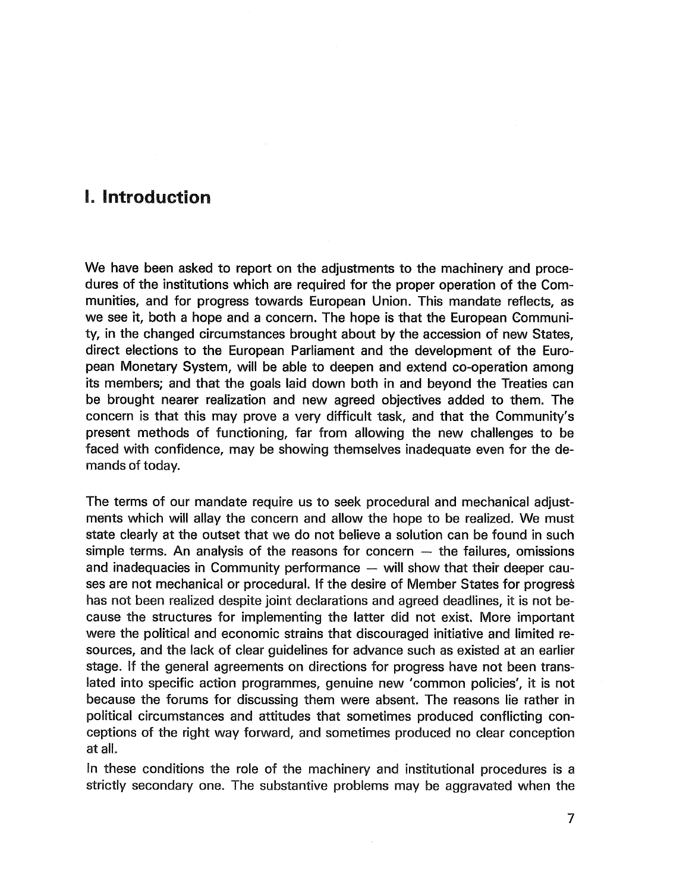# I. Introduction

We have been asked to report on the adjustments to the machinery and procedures of the institutions which are required for the proper operation of the Communities, and for progress towards European Union. This mandate reflects, as we see it, both a hope and a concern. The hope is that the European Community, in the changed circumstances brought about by the accession of new States, direct elections to the European Parliament and the development of the European Monetary System, will be able to deepen and extend co-operation among its members; and that the goals laid down both in and beyond the Treaties can be brought nearer realization and new agreed objectives added to them. The concern is that this may prove a very difficult task, and that the Community's present methods of functioning, far from allowing the new challenges to be faced with confidence, may be showing themselves inadequate even for the demands of today.

The terms of our mandate require us to seek procedural and mechanical adjustments which will allay the concern and allow the hope to be realized. We must state clearly at the outset that we do not believe a solution can be found in such simple terms. An analysis of the reasons for concern — the failures, omissions and inadequacies in Community performance — will show that their deeper causes are not mechanical or procedural. If the desire of Member States for progress has not been realized despite joint declarations and agreed deadlines, it is not because the structures for implementing the latter did not exist. More important were the political and economic strains that discouraged initiative and limited resources, and the lack of clear guidelines for advance such as existed at an earlier stage. If the general agreements on directions for progress have not been translated into specific action programmes, genuine new 'common policies', it is not because the forums for discussing them were absent. The reasons lie rather in political circumstances and attitudes that sometimes produced conflicting conceptions of the right way forward, and sometimes produced no clear conception at all.

In these conditions the role of the machinery and institutional procedures is a strictly secondary one. The substantive problems may be aggravated when the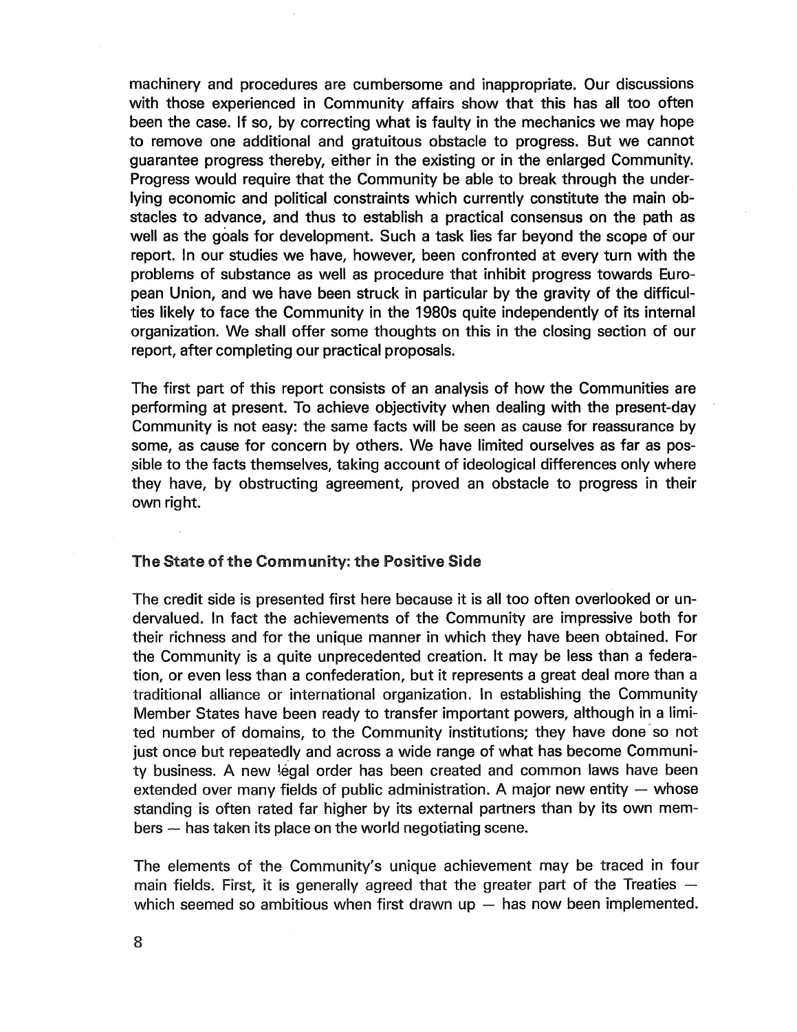machinery and procedures are cumbersome and inappropriate. Our discussions with those experienced in Community affairs show that this has all too often been the case. If so, by correcting what is faulty in the mechanics we may hope to remove one additional and gratuitous obstacle to progress. But we cannot guarantee progress thereby, either in the existing or in the enlarged Community. Progress would require that the Community be able to break through the underlying economic and political constraints which currently constitute the main obstacles to advance, and thus to establish a practical consensus on the path as well as the goals for development. Such a task lies far beyond the scope of our report. In our studies we have, however, been confronted at every turn with the problems of substance as well as procedure that inhibit progress towards European Union, and we have been struck in particular by the gravity of the difficulties likely to face the Community in the 1980s quite independently of its internal organization. We shall offer some thoughts on this in the closing section of our report, after completing our practical proposals.

The first part of this report consists of an analysis of how the Communities are performing at present. To achieve objectivity when dealing with the present-day Community is not easy: the same facts will be seen as cause for reassurance by some, as cause for concern by others. We have limited ourselves as far as possible to the facts themselves, taking account of ideological differences only where they have, by obstructing agreement, proved an obstacle to progress in their own right.

### The State of the Community: the Positive Side

The credit side is presented first here because it is all too often overlooked or undervalued. In fact the achievements of the Community are impressive both for their richness and for the unique manner in which they have been obtained. For the Community is a quite unprecedented creation. It may be less than a federation, or even less than a confederation, but it represents a great deal more than a traditional alliance or international organization. In establishing the Community Member States have been ready to transfer important powers, although in a limited number of domains, to the Community institutions; they have done so not just once but repeatedly and across a wide range of what has become Community business. A new legal order has been created and common laws have been extended over many fields of public administration. A major new entity — whose standing is often rated far higher by its external partners than by its own members — has taken its place on the world negotiating scene.

The elements of the Community's unique achievement may be traced in four main fields. First, it is generally agreed that the greater part of the Treaties — which seemed so ambitious when first drawn up — has now been implemented.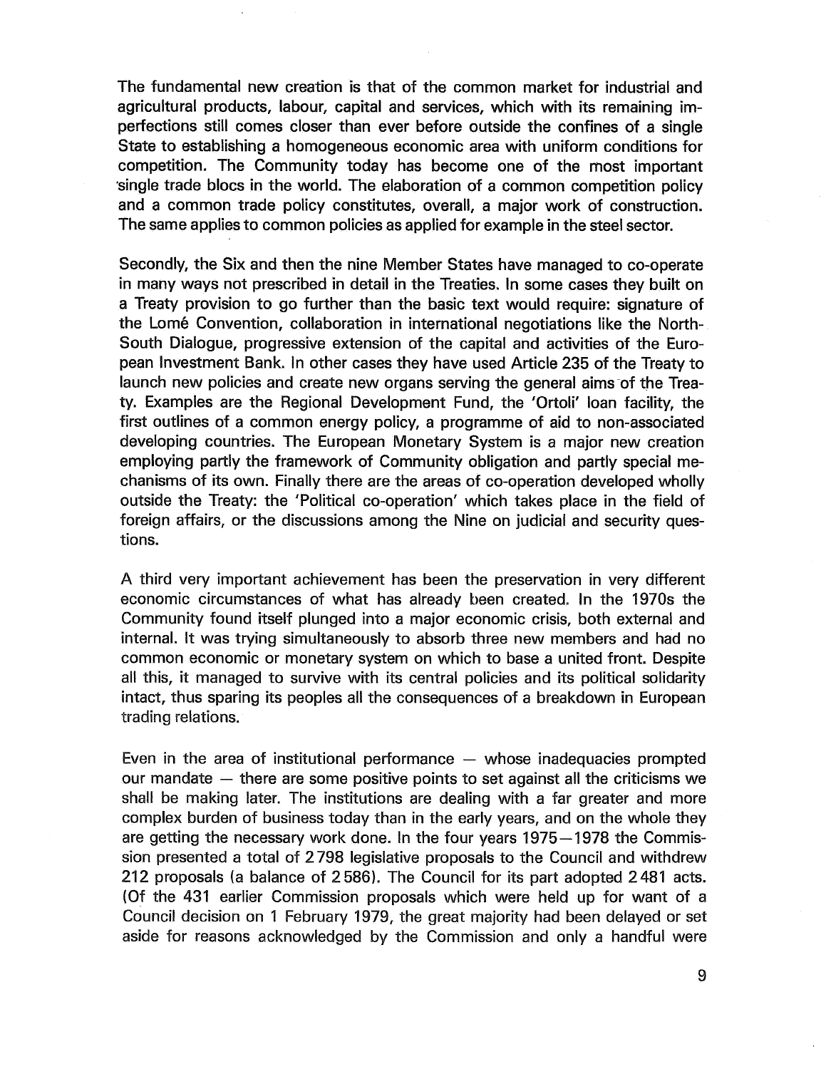The fundamental new creation is that of the common market for industrial and agricultural products, labour, capital and services, which with its remaining imperfections still comes closer than ever before outside the confines of a single State to establishing a homogeneous economic area with uniform conditions for competition. The Community today has become one of the most important single trade blocs in the world. The elaboration of a common competition policy and a common trade policy constitutes, overall, a major work of construction. The same applies to common policies as applied for example in the steel sector.

Secondly, the Six and then the nine Member States have managed to co-operate in many ways not prescribed in detail in the Treaties. In some cases they built on a Treaty provision to go further than the basic text would require: signature of the Lomé Convention, collaboration in international negotiations like the North-South Dialogue, progressive extension of the capital and activities of the European Investment Bank. In other cases they have used Article 235 of the Treaty to launch new policies and create new organs serving the general aims of the Treaty. Examples are the Regional Development Fund, the 'Ortoli' loan facility, the first outlines of a common energy policy, a programme of aid to non-associated developing countries. The European Monetary System is a major new creation employing partly the framework of Community obligation and partly special mechanisms of its own. Finally there are the areas of co-operation developed wholly outside the Treaty: the 'Political co-operation' which takes place in the field of foreign affairs, or the discussions among the Nine on judicial and security questions.

A third very important achievement has been the preservation in very different economic circumstances of what has already been created. In the 1970s the Community found itself plunged into a major economic crisis, both external and internal. It was trying simultaneously to absorb three new members and had no common economic or monetary system on which to base a united front. Despite all this, it managed to survive with its central policies and its political solidarity intact, thus sparing its peoples all the consequences of a breakdown in European trading relations.

Even in the area of institutional performance — whose inadequacies prompted our mandate — there are some positive points to set against all the criticisms we shall be making later. The institutions are dealing with a far greater and more complex burden of business today than in the early years, and on the whole they are getting the necessary work done. In the four years 1975—1978 the Commission presented a total of 2798 legislative proposals to the Council and withdrew 212 proposals (a balance of 2586). The Council for its part adopted 2481 acts. (Of the 431 earlier Commission proposals which were held up for want of a Council decision on 1 February 1979, the great majority had been delayed or set aside for reasons acknowledged by the Commission and only a handful were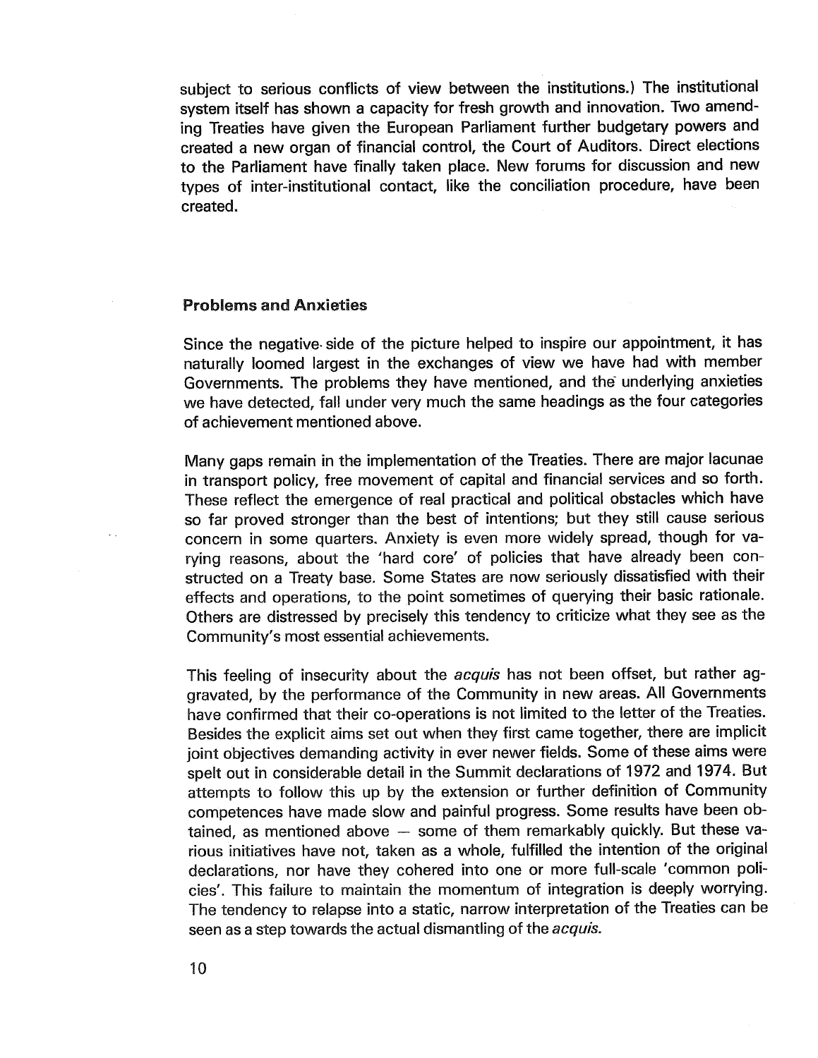subject to serious conflicts of view between the institutions.) The institutional system itself has shown a capacity for fresh growth and innovation. Two amending Treaties have given the European Parliament further budgetary powers and created a new organ of financial control, the Court of Auditors. Direct elections to the Parliament have finally taken place. New forums for discussion and new types of inter-institutional contact, like the conciliation procedure, have been created.

### Problems and Anxieties

Since the negative side of the picture helped to inspire our appointment, it has naturally loomed largest in the exchanges of view we have had with member Governments. The problems they have mentioned, and the underlying anxieties we have detected, fall under very much the same headings as the four categories of achievement mentioned above.

Many gaps remain in the implementation of the Treaties. There are major lacunae in transport policy, free movement of capital and financial services and so forth. These reflect the emergence of real practical and political obstacles which have so far proved stronger than the best of intentions; but they still cause serious concern in some quarters. Anxiety is even more widely spread, though for varying reasons, about the 'hard core' of policies that have already been constructed on a Treaty base. Some States are now seriously dissatisfied with their effects and operations, to the point sometimes of querying their basic rationale. Others are distressed by precisely this tendency to criticize what they see as the Community's most essential achievements.

This feeling of insecurity about the *acquis* has not been offset, but rather aggravated, by the performance of the Community in new areas. All Governments have confirmed that their co-operations is not limited to the letter of the Treaties. Besides the explicit aims set out when they first came together, there are implicit joint objectives demanding activity in ever newer fields. Some of these aims were spelt out in considerable detail in the Summit declarations of 1972 and 1974. But attempts to follow this up by the extension or further definition of Community competences have made slow and painful progress. Some results have been obtained, as mentioned above — some of them remarkably quickly. But these various initiatives have not, taken as a whole, fulfilled the intention of the original declarations, nor have they cohered into one or more full-scale 'common policies'. This failure to maintain the momentum of integration is deeply worrying. The tendency to relapse into a static, narrow interpretation of the Treaties can be seen as a step towards the actual dismantling of the *acquis*.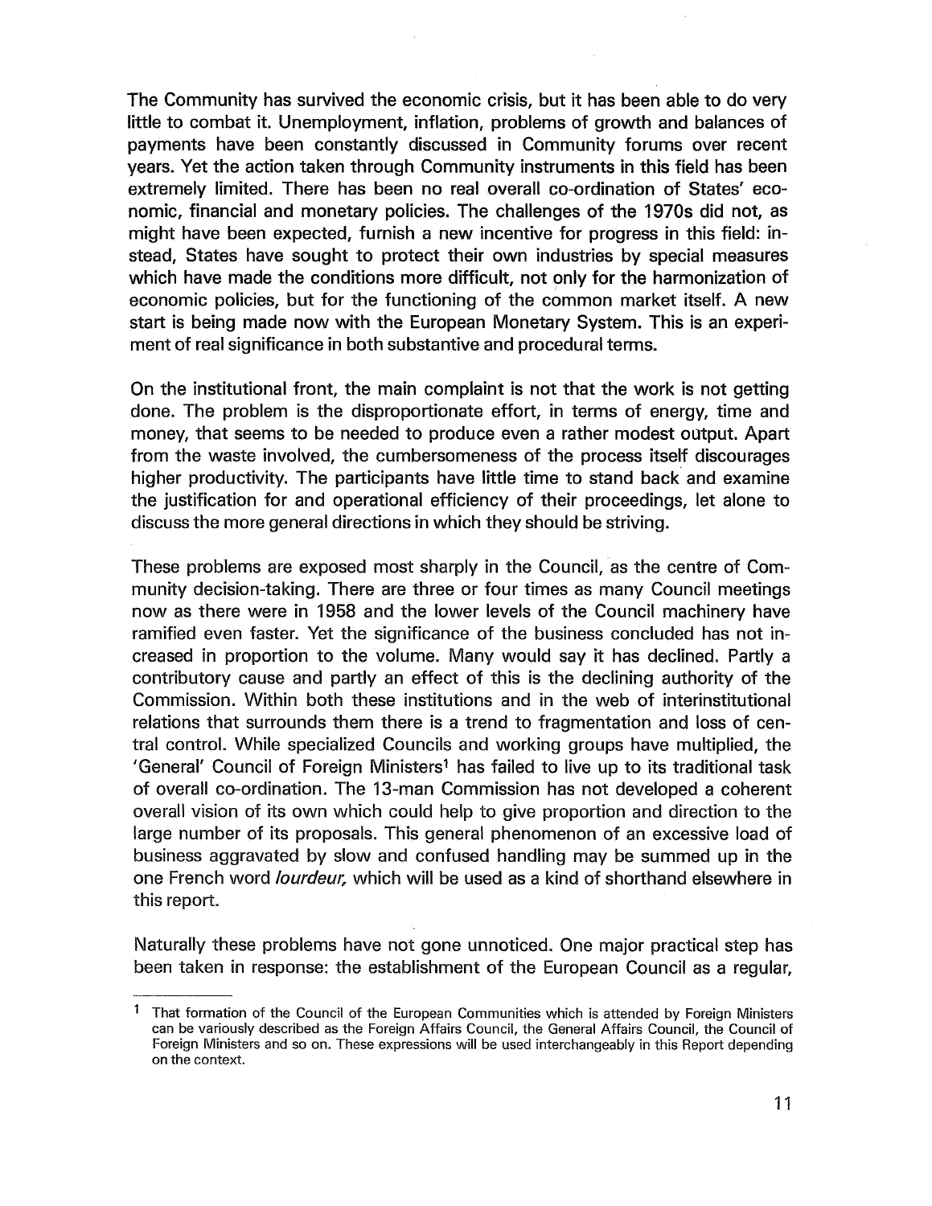The Community has survived the economic crisis, but it has been able to do very little to combat it. Unemployment, inflation, problems of growth and balances of payments have been constantly discussed in Community forums over recent years. Yet the action taken through Community instruments in this field has been extremely limited. There has been no real overall co-ordination of States' economic, financial and monetary policies. The challenges of the 1970s did not, as might have been expected, furnish a new incentive for progress in this field: instead, States have sought to protect their own industries by special measures which have made the conditions more difficult, not only for the harmonization of economic policies, but for the functioning of the common market itself. A new start is being made now with the European Monetary System. This is an experiment of real significance in both substantive and procedural terms.

On the institutional front, the main complaint is not that the work is not getting done. The problem is the disproportionate effort, in terms of energy, time and money, that seems to be needed to produce even a rather modest output. Apart from the waste involved, the cumbersomeness of the process itself discourages higher productivity. The participants have little time to stand back and examine the justification for and operational efficiency of their proceedings, let alone to discuss the more general directions in which they should be striving.

These problems are exposed most sharply in the Council, as the centre of Community decision-taking. There are three or four times as many Council meetings now as there were in 1958 and the lower levels of the Council machinery have ramified even faster. Yet the significance of the business concluded has not increased in proportion to the volume. Many would say it has declined. Partly a contributory cause and partly an effect of this is the declining authority of the Commission. Within both these institutions and in the web of interinstitutional relations that surrounds them there is a trend to fragmentation and loss of central control. While specialized Councils and working groups have multiplied, the 'General' Council of Foreign Ministers[1] has failed to live up to its traditional task of overall co-ordination. The 13-man Commission has not developed a coherent overall vision of its own which could help to give proportion and direction to the large number of its proposals. This general phenomenon of an excessive load of business aggravated by slow and confused handling may be summed up in the one French word *lourdeur,* which will be used as a kind of shorthand elsewhere in this report.

Naturally these problems have not gone unnoticed. One major practical step has been taken in response: the establishment of the European Council as a regular,

---

[1] That formation of the Council of the European Communities which is attended by Foreign Ministers can be variously described as the Foreign Affairs Council, the General Affairs Council, the Council of Foreign Ministers and so on. These expressions will be used interchangeably in this Report depending on the context.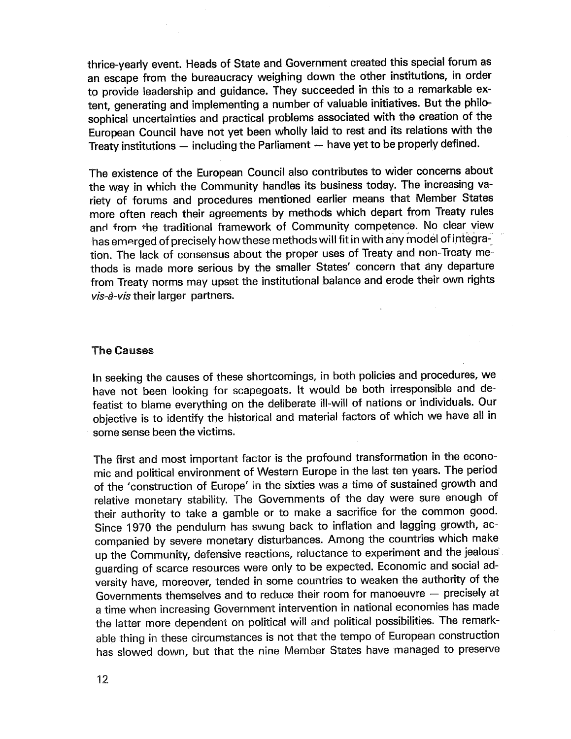thrice-yearly event. Heads of State and Government created this special forum as an escape from the bureaucracy weighing down the other institutions, in order to provide leadership and guidance. They succeeded in this to a remarkable extent, generating and implementing a number of valuable initiatives. But the philosophical uncertainties and practical problems associated with the creation of the European Council have not yet been wholly laid to rest and its relations with the Treaty institutions — including the Parliament — have yet to be properly defined.

The existence of the European Council also contributes to wider concerns about the way in which the Community handles its business today. The increasing variety of forums and procedures mentioned earlier means that Member States more often reach their agreements by methods which depart from Treaty rules and from the traditional framework of Community competence. No clear view has emerged of precisely how these methods will fit in with any model of integration. The lack of consensus about the proper uses of Treaty and non-Treaty methods is made more serious by the smaller States' concern that any departure from Treaty norms may upset the institutional balance and erode their own rights *vis-à-vis* their larger partners.

## The Causes

In seeking the causes of these shortcomings, in both policies and procedures, we have not been looking for scapegoats. It would be both irresponsible and defeatist to blame everything on the deliberate ill-will of nations or individuals. Our objective is to identify the historical and material factors of which we have all in some sense been the victims.

The first and most important factor is the profound transformation in the economic and political environment of Western Europe in the last ten years. The period of the 'construction of Europe' in the sixties was a time of sustained growth and relative monetary stability. The Governments of the day were sure enough of their authority to take a gamble or to make a sacrifice for the common good. Since 1970 the pendulum has swung back to inflation and lagging growth, accompanied by severe monetary disturbances. Among the countries which make up the Community, defensive reactions, reluctance to experiment and the jealous guarding of scarce resources were only to be expected. Economic and social adversity have, moreover, tended in some countries to weaken the authority of the Governments themselves and to reduce their room for manoeuvre — precisely at a time when increasing Government intervention in national economies has made the latter more dependent on political will and political possibilities. The remarkable thing in these circumstances is not that the tempo of European construction has slowed down, but that the nine Member States have managed to preserve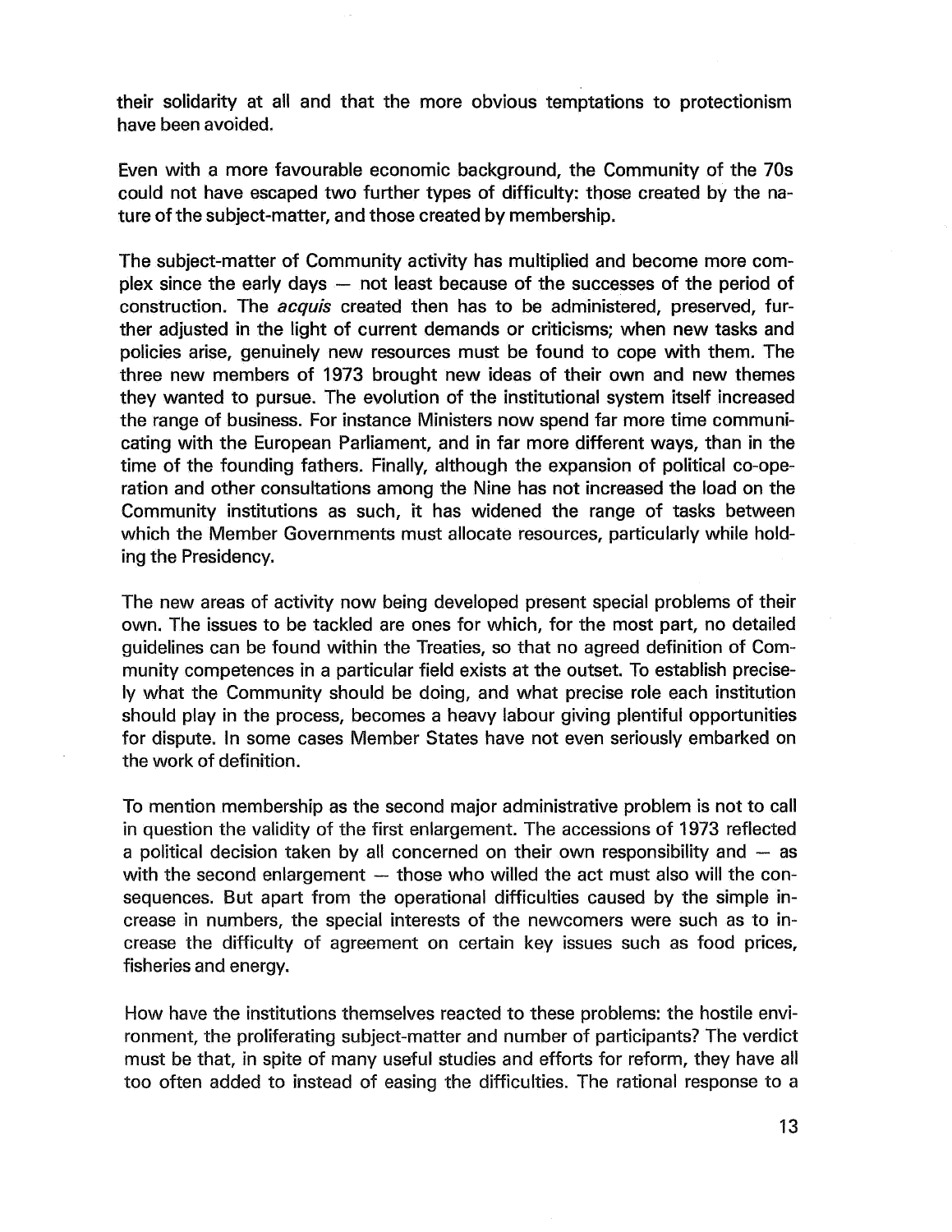their solidarity at all and that the more obvious temptations to protectionism have been avoided.

Even with a more favourable economic background, the Community of the 70s could not have escaped two further types of difficulty: those created by the nature of the subject-matter, and those created by membership.

The subject-matter of Community activity has multiplied and become more complex since the early days — not least because of the successes of the period of construction. The *acquis* created then has to be administered, preserved, further adjusted in the light of current demands or criticisms; when new tasks and policies arise, genuinely new resources must be found to cope with them. The three new members of 1973 brought new ideas of their own and new themes they wanted to pursue. The evolution of the institutional system itself increased the range of business. For instance Ministers now spend far more time communicating with the European Parliament, and in far more different ways, than in the time of the founding fathers. Finally, although the expansion of political co-operation and other consultations among the Nine has not increased the load on the Community institutions as such, it has widened the range of tasks between which the Member Governments must allocate resources, particularly while holding the Presidency.

The new areas of activity now being developed present special problems of their own. The issues to be tackled are ones for which, for the most part, no detailed guidelines can be found within the Treaties, so that no agreed definition of Community competences in a particular field exists at the outset. To establish precisely what the Community should be doing, and what precise role each institution should play in the process, becomes a heavy labour giving plentiful opportunities for dispute. In some cases Member States have not even seriously embarked on the work of definition.

To mention membership as the second major administrative problem is not to call in question the validity of the first enlargement. The accessions of 1973 reflected a political decision taken by all concerned on their own responsibility and — as with the second enlargement — those who willed the act must also will the consequences. But apart from the operational difficulties caused by the simple increase in numbers, the special interests of the newcomers were such as to increase the difficulty of agreement on certain key issues such as food prices, fisheries and energy.

How have the institutions themselves reacted to these problems: the hostile environment, the proliferating subject-matter and number of participants? The verdict must be that, in spite of many useful studies and efforts for reform, they have all too often added to instead of easing the difficulties. The rational response to a